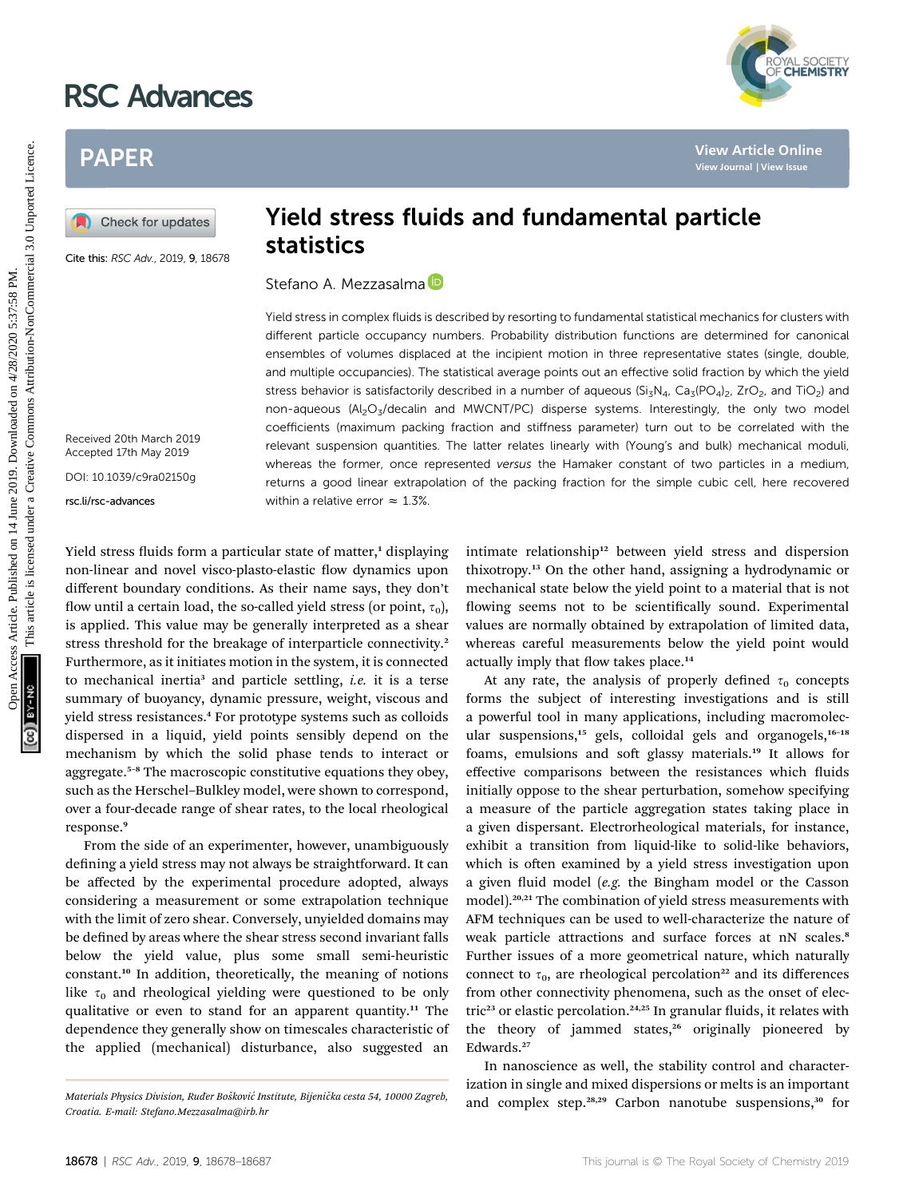# Yield stress fluids and fundamental particle statistics

Stefano A. Mezzasalma

Cite this: RSC Adv., 2019, 9, 18678

Received 20th March 2019
Accepted 17th May 2019

DOI: 10.1039/c9ra02150g

rsc.li/rsc-advances

Yield stress in complex fluids is described by resorting to fundamental statistical mechanics for clusters with different particle occupancy numbers. Probability distribution functions are determined for canonical ensembles of volumes displaced at the incipient motion in three representative states (single, double, and multiple occupancies). The statistical average points out an effective solid fraction by which the yield stress behavior is satisfactorily described in a number of aqueous ($Si_3N_4$, $Ca_3(PO_4)_2$, $ZrO_2$, and $TiO_2$) and non-aqueous ($Al_2O_3$/decalin and MWCNT/PC) disperse systems. Interestingly, the only two model coefficients (maximum packing fraction and stiffness parameter) turn out to be correlated with the relevant suspension quantities. The latter relates linearly with (Young's and bulk) mechanical moduli, whereas the former, once represented *versus* the Hamaker constant of two particles in a medium, returns a good linear extrapolation of the packing fraction for the simple cubic cell, here recovered within a relative error ≈ 1.3%.

Yield stress fluids form a particular state of matter,[1] displaying non-linear and novel visco-plasto-elastic flow dynamics upon different boundary conditions. As their name says, they don't flow until a certain load, the so-called yield stress (or point, $\tau_0$), is applied. This value may be generally interpreted as a shear stress threshold for the breakage of interparticle connectivity.[2] Furthermore, as it initiates motion in the system, it is connected to mechanical inertia[3] and particle settling, *i.e.* it is a terse summary of buoyancy, dynamic pressure, weight, viscous and yield stress resistances.[4] For prototype systems such as colloids dispersed in a liquid, yield points sensibly depend on the mechanism by which the solid phase tends to interact or aggregate.[5–8] The macroscopic constitutive equations they obey, such as the Herschel–Bulkley model, were shown to correspond, over a four-decade range of shear rates, to the local rheological response.[9]

From the side of an experimenter, however, unambiguously defining a yield stress may not always be straightforward. It can be affected by the experimental procedure adopted, always considering a measurement or some extrapolation technique with the limit of zero shear. Conversely, unyielded domains may be defined by areas where the shear stress second invariant falls below the yield value, plus some small semi-heuristic constant.[10] In addition, theoretically, the meaning of notions like $\tau_0$ and rheological yielding were questioned to be only qualitative or even to stand for an apparent quantity.[11] The dependence they generally show on timescales characteristic of the applied (mechanical) disturbance, also suggested an intimate relationship[12] between yield stress and dispersion thixotropy.[13] On the other hand, assigning a hydrodynamic or mechanical state below the yield point to a material that is not flowing seems not to be scientifically sound. Experimental values are normally obtained by extrapolation of limited data, whereas careful measurements below the yield point would actually imply that flow takes place.[14]

At any rate, the analysis of properly defined $\tau_0$ concepts forms the subject of interesting investigations and is still a powerful tool in many applications, including macromolecular suspensions,[15] gels, colloidal gels and organogels,[16–18] foams, emulsions and soft glassy materials.[19] It allows for effective comparisons between the resistances which fluids initially oppose to the shear perturbation, somehow specifying a measure of the particle aggregation states taking place in a given dispersant. Electrorheological materials, for instance, exhibit a transition from liquid-like to solid-like behaviors, which is often examined by a yield stress investigation upon a given fluid model (*e.g.* the Bingham model or the Casson model).[20,21] The combination of yield stress measurements with AFM techniques can be used to well-characterize the nature of weak particle attractions and surface forces at nN scales.[8] Further issues of a more geometrical nature, which naturally connect to $\tau_0$, are rheological percolation[22] and its differences from other connectivity phenomena, such as the onset of electric[23] or elastic percolation.[24,25] In granular fluids, it relates with the theory of jammed states,[26] originally pioneered by Edwards.[27]

In nanoscience as well, the stability control and characterization in single and mixed dispersions or melts is an important and complex step.[28,29] Carbon nanotube suspensions,[30] for

*Materials Physics Division, Ruđer Bošković Institute, Bijenička cesta 54, 10000 Zagreb, Croatia. E-mail: Stefano.Mezzasalma@irb.hr*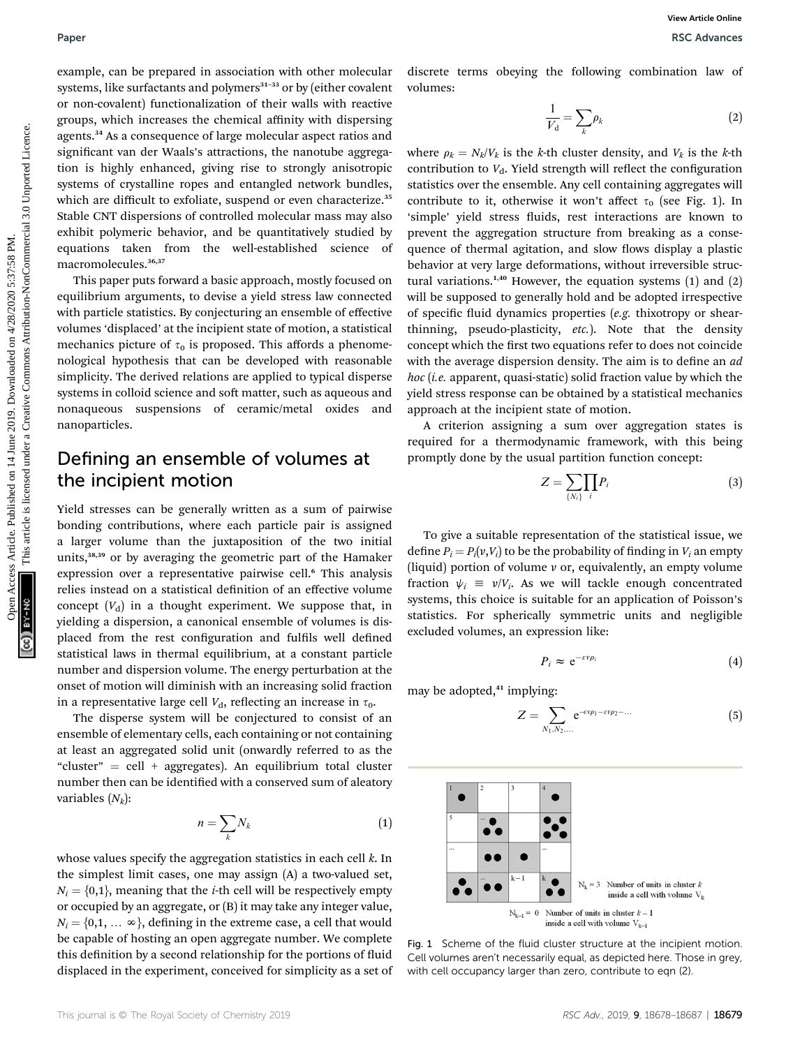example, can be prepared in association with other molecular systems, like surfactants and polymers[31–33] or by (either covalent or non-covalent) functionalization of their walls with reactive groups, which increases the chemical affinity with dispersing agents.[34] As a consequence of large molecular aspect ratios and significant van der Waals's attractions, the nanotube aggregation is highly enhanced, giving rise to strongly anisotropic systems of crystalline ropes and entangled network bundles, which are difficult to exfoliate, suspend or even characterize.[35] Stable CNT dispersions of controlled molecular mass may also exhibit polymeric behavior, and be quantitatively studied by equations taken from the well-established science of macromolecules.[36,37]

This paper puts forward a basic approach, mostly focused on equilibrium arguments, to devise a yield stress law connected with particle statistics. By conjecturing an ensemble of effective volumes 'displaced' at the incipient state of motion, a statistical mechanics picture of $\tau_0$ is proposed. This affords a phenomenological hypothesis that can be developed with reasonable simplicity. The derived relations are applied to typical disperse systems in colloid science and soft matter, such as aqueous and nonaqueous suspensions of ceramic/metal oxides and nanoparticles.

## Defining an ensemble of volumes at the incipient motion

Yield stresses can be generally written as a sum of pairwise bonding contributions, where each particle pair is assigned a larger volume than the juxtaposition of the two initial units,[38,39] or by averaging the geometric part of the Hamaker expression over a representative pairwise cell.[6] This analysis relies instead on a statistical definition of an effective volume concept ($V_d$) in a thought experiment. We suppose that, in yielding a dispersion, a canonical ensemble of volumes is displaced from the rest configuration and fulfils well defined statistical laws in thermal equilibrium, at a constant particle number and dispersion volume. The energy perturbation at the onset of motion will diminish with an increasing solid fraction in a representative large cell $V_d$, reflecting an increase in $\tau_0$.

The disperse system will be conjectured to consist of an ensemble of elementary cells, each containing or not containing at least an aggregated solid unit (onwardly referred to as the "cluster" = cell + aggregates). An equilibrium total cluster number then can be identified with a conserved sum of aleatory variables ($N_k$):

$$n = \sum_k N_k \tag{1}$$

whose values specify the aggregation statistics in each cell $k$. In the simplest limit cases, one may assign (A) a two-valued set, $N_i = \{0,1\}$, meaning that the $i$-th cell will be respectively empty or occupied by an aggregate, or (B) it may take any integer value, $N_i = \{0,1, \ldots \infty\}$, defining in the extreme case, a cell that would be capable of hosting an open aggregate number. We complete this definition by a second relationship for the portions of fluid displaced in the experiment, conceived for simplicity as a set of discrete terms obeying the following combination law of volumes:

$$\frac{1}{V_d} = \sum_k \rho_k \tag{2}$$

where $\rho_k = N_k/V_k$ is the $k$-th cluster density, and $V_k$ is the $k$-th contribution to $V_d$. Yield strength will reflect the configuration statistics over the ensemble. Any cell containing aggregates will contribute to it, otherwise it won't affect $\tau_0$ (see Fig. 1). In 'simple' yield stress fluids, rest interactions are known to prevent the aggregation structure from breaking as a consequence of thermal agitation, and slow flows display a plastic behavior at very large deformations, without irreversible structural variations.[1,40] However, the equation systems (1) and (2) will be supposed to generally hold and be adopted irrespective of specific fluid dynamics properties (*e.g.* thixotropy or shear-thinning, pseudo-plasticity, *etc.*). Note that the density concept which the first two equations refer to does not coincide with the average dispersion density. The aim is to define an *ad hoc* (*i.e.* apparent, quasi-static) solid fraction value by which the yield stress response can be obtained by a statistical mechanics approach at the incipient state of motion.

A criterion assigning a sum over aggregation states is required for a thermodynamic framework, with this being promptly done by the usual partition function concept:

$$Z = \sum_{\{N_i\}} \prod_i P_i \tag{3}$$

To give a suitable representation of the statistical issue, we define $P_i = P_i(v,V_i)$ to be the probability of finding in $V_i$ an empty (liquid) portion of volume $v$ or, equivalently, an empty volume fraction $\psi_i \equiv v/V_i$. As we will tackle enough concentrated systems, this choice is suitable for an application of Poisson's statistics. For spherically symmetric units and negligible excluded volumes, an expression like:

$$P_i \approx e^{-\varepsilon v \rho_i} \tag{4}$$

may be adopted,[41] implying:

$$Z = \sum_{N_1,N_2,\ldots} e^{-\varepsilon v \rho_1 - \varepsilon v \rho_2 - \ldots} \tag{5}$$

Fig. 1 Scheme of the fluid cluster structure at the incipient motion. Cell volumes aren't necessarily equal, as depicted here. Those in grey, with cell occupancy larger than zero, contribute to eqn (2).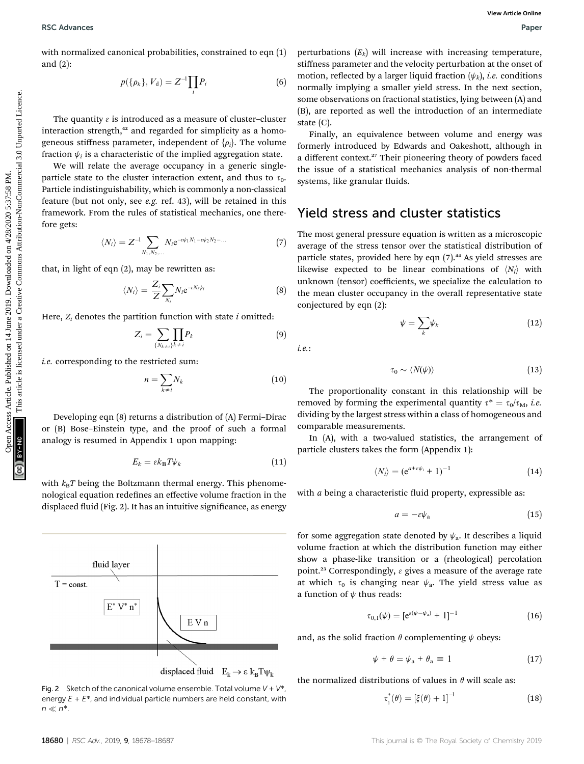with normalized canonical probabilities, constrained to eqn (1) and (2):

$$p(\{\rho_k\}, V_d) = Z^{-1}\prod_i P_i \tag{6}$$

The quantity $\varepsilon$ is introduced as a measure of cluster–cluster interaction strength,[42] and regarded for simplicity as a homogeneous stiffness parameter, independent of $\{\rho_i\}$. The volume fraction $\psi_i$ is a characteristic of the implied aggregation state.

We will relate the average occupancy in a generic single-particle state to the cluster interaction extent, and thus to $\tau_0$. Particle indistinguishability, which is commonly a non-classical feature (but not only, see *e.g.* ref. 43), will be retained in this framework. From the rules of statistical mechanics, one therefore gets:

$$\langle N_i \rangle = Z^{-1} \sum_{N_1, N_2, \ldots} N_i e^{-\varepsilon\psi_1 N_1 - \varepsilon\psi_2 N_2 - \ldots} \tag{7}$$

that, in light of eqn (2), may be rewritten as:

$$\langle N_i \rangle = \frac{Z_i}{Z} \sum_{N_i} N_i e^{-\varepsilon N_i \psi_i} \tag{8}$$

Here, $Z_i$ denotes the partition function with state $i$ omitted:

$$Z_i = \sum_{\{N_{k\neq i}\}} \prod_{k \neq i} P_k \tag{9}$$

*i.e.* corresponding to the restricted sum:

$$n = \sum_{k \neq i} N_k \tag{10}$$

Developing eqn (8) returns a distribution of (A) Fermi–Dirac or (B) Bose–Einstein type, and the proof of such a formal analogy is resumed in Appendix 1 upon mapping:

$$E_k = \varepsilon k_B T \psi_k \tag{11}$$

with $k_BT$ being the Boltzmann thermal energy. This phenomenological equation redefines an effective volume fraction in the displaced fluid (Fig. 2). It has an intuitive significance, as energy perturbations ($E_k$) will increase with increasing temperature, stiffness parameter and the velocity perturbation at the onset of motion, reflected by a larger liquid fraction ($\psi_k$), *i.e.* conditions normally implying a smaller yield stress. In the next section, some observations on fractional statistics, lying between (A) and (B), are reported as well the introduction of an intermediate state (C).

Finally, an equivalence between volume and energy was formerly introduced by Edwards and Oakeshott, although in a different context.[27] Their pioneering theory of powders faced the issue of a statistical mechanics analysis of non-thermal systems, like granular fluids.

Fig. 2 Sketch of the canonical volume ensemble. Total volume $V + V^*$, energy $E + E^*$, and individual particle numbers are held constant, with $n \ll n^*$.

## Yield stress and cluster statistics

The most general pressure equation is written as a microscopic average of the stress tensor over the statistical distribution of particle states, provided here by eqn (7).[44] As yield stresses are likewise expected to be linear combinations of $\langle N_i \rangle$ with unknown (tensor) coefficients, we specialize the calculation to the mean cluster occupancy in the overall representative state conjectured by eqn (2):

$$\psi = \sum_k \psi_k \tag{12}$$

*i.e.*:

$$\tau_0 \sim \langle N(\psi) \rangle \tag{13}$$

The proportionality constant in this relationship will be removed by forming the experimental quantity $\tau^* = \tau_0/\tau_M$, *i.e.* dividing by the largest stress within a class of homogeneous and comparable measurements.

In (A), with a two-valued statistics, the arrangement of particle clusters takes the form (Appendix 1):

$$\langle N_i \rangle = (e^{a+\varepsilon\psi_i} + 1)^{-1} \tag{14}$$

with $a$ being a characteristic fluid property, expressible as:

$$a = -\varepsilon\psi_a \tag{15}$$

for some aggregation state denoted by $\psi_a$. It describes a liquid volume fraction at which the distribution function may either show a phase-like transition or a (rheological) percolation point.[23] Correspondingly, $\varepsilon$ gives a measure of the average rate at which $\tau_0$ is changing near $\psi_a$. The yield stress value as a function of $\psi$ thus reads:

$$\tau_{0,1}(\psi) = [e^{\varepsilon(\psi-\psi_a)} + 1]^{-1} \tag{16}$$

and, as the solid fraction $\theta$ complementing $\psi$ obeys:

$$\psi + \theta = \psi_a + \theta_a \equiv 1 \tag{17}$$

the normalized distributions of values in $\theta$ will scale as:

$$\tau_1^*(\theta) = [\xi(\theta) + 1]^{-1} \tag{18}$$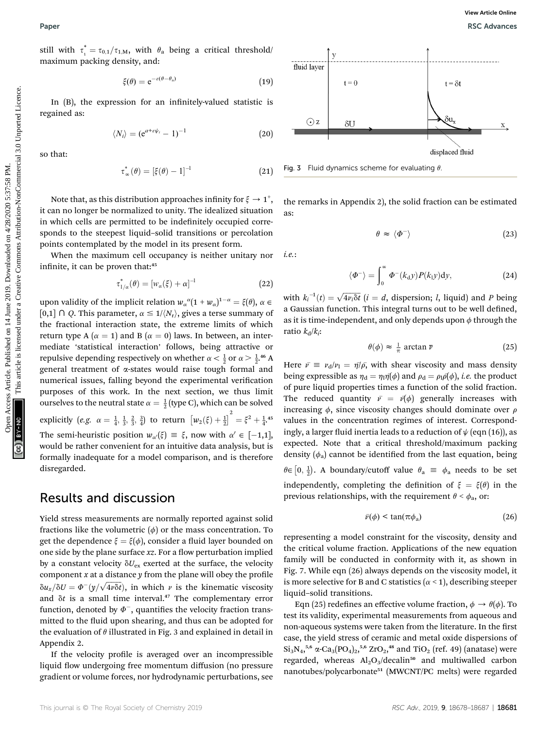still with $\tau_1^* = \tau_{0,1}/\tau_{1,M}$, with $\theta_a$ being a critical threshold/maximum packing density, and:

$$\xi(\theta) = e^{-\varepsilon(\theta-\theta_a)} \tag{19}$$

In (B), the expression for an infinitely-valued statistic is regained as:

$$\langle N_i \rangle = (e^{\alpha+\varepsilon\psi_i} - 1)^{-1} \tag{20}$$

so that:

$$\tau_\infty^*(\theta) = [\xi(\theta) - 1]^{-1} \tag{21}$$

Note that, as this distribution approaches infinity for $\xi \to 1^+$, it can no longer be normalized to unity. The idealized situation in which cells are permitted to be indefinitely occupied corresponds to the steepest liquid–solid transitions or percolation points contemplated by the model in its present form.

When the maximum cell occupancy is neither unitary nor infinite, it can be proven that:[45]

$$\tau_{1/\alpha}^*(\theta) = [w_\alpha(\xi) + \alpha]^{-1} \tag{22}$$

upon validity of the implicit relation $w_\alpha{}^\alpha(1 + w_\alpha)^{1-\alpha} = \xi(\theta)$, $\alpha \in [0,1] \cap Q$. This parameter, $\alpha \leq 1/\langle N_r \rangle$, gives a terse summary of the fractional interaction state, the extreme limits of which return type A ($\alpha = 1$) and B ($\alpha = 0$) laws. In between, an intermediate 'statistical interaction' follows, being attractive or repulsive depending respectively on whether $\alpha < \frac{1}{2}$ or $\alpha > \frac{1}{2}$.[46] A general treatment of $\alpha$-states would raise tough formal and numerical issues, falling beyond the experimental verification purposes of this work. In the next section, we thus limit ourselves to the neutral state $\alpha = \frac{1}{2}$ (type C), which can be solved explicitly (*e.g.* $\alpha = \frac{1}{4}, \frac{1}{3}, \frac{2}{3}, \frac{3}{4}$) to return $\left[w_2(\xi) + \frac{1}{2}\right]^2 = \xi^2 + \frac{1}{4}$.[45] The semi-heuristic position $w_{\alpha'}(\xi) \equiv \xi$, now with $\alpha' \in [-1,1]$, would be rather convenient for an intuitive data analysis, but is formally inadequate for a model comparison, and is therefore disregarded.

## Results and discussion

Yield stress measurements are normally reported against solid fractions like the volumetric ($\phi$) or the mass concentration. To get the dependence $\xi = \xi(\phi)$, consider a fluid layer bounded on one side by the plane surface $xz$. For a flow perturbation implied by a constant velocity $\delta U_{ex}$ exerted at the surface, the velocity component $x$ at a distance $y$ from the plane will obey the profile $\delta u_x/\delta U = \Phi^-(y/\sqrt{4\nu\delta t})$, in which $\nu$ is the kinematic viscosity and $\delta t$ is a small time interval.[47] The complementary error function, denoted by $\Phi^-$, quantifies the velocity fraction transmitted to the fluid upon shearing, and thus can be adopted for the evaluation of $\theta$ illustrated in Fig. 3 and explained in detail in Appendix 2.

If the velocity profile is averaged over an incompressible liquid flow undergoing free momentum diffusion (no pressure gradient or volume forces, nor hydrodynamic perturbations, see the remarks in Appendix 2), the solid fraction can be estimated as:

Fig. 3 Fluid dynamics scheme for evaluating $\theta$.

$$\theta \approx \langle \Phi^- \rangle \tag{23}$$

*i.e.*:

$$\langle \Phi^- \rangle = \int_0^\infty \Phi^-(k_d y) P(k_l y) \mathrm{d}y, \tag{24}$$

with $k_i^{-1}(t) = \sqrt{4\nu_i \delta t}$ ($i = d$, dispersion; $l$, liquid) and $P$ being a Gaussian function. This integral turns out to be well defined, as it is time-independent, and only depends upon $\phi$ through the ratio $k_d/k_l$:

$$\theta(\phi) \approx \frac{1}{\pi} \arctan \bar{\nu} \tag{25}$$

Here $\bar{\nu} \equiv \nu_d/\nu_l = \bar{\eta}/\bar{\rho}$, with shear viscosity and mass density being expressible as $\eta_d = \eta_l\bar{\eta}(\phi)$ and $\rho_d = \rho_l\bar{\rho}(\phi)$, *i.e.* the product of pure liquid properties times a function of the solid fraction. The reduced quantity $\bar{\nu} = \bar{\nu}(\phi)$ generally increases with increasing $\phi$, since viscosity changes should dominate over $\rho$ values in the concentration regimes of interest. Correspondingly, a larger fluid inertia leads to a reduction of $\psi$ (eqn (16)), as expected. Note that a critical threshold/maximum packing density ($\phi_a$) cannot be identified from the last equation, being $\theta \in \left[0, \frac{1}{2}\right)$. A boundary/cutoff value $\theta_a \equiv \phi_a$ needs to be set independently, completing the definition of $\xi = \xi(\theta)$ in the previous relationships, with the requirement $\theta < \phi_a$, or:

$$\bar{\nu}(\phi) < \tan(\pi\phi_a) \tag{26}$$

representing a model constraint for the viscosity, density and the critical volume fraction. Applications of the new equation family will be conducted in conformity with it, as shown in Fig. 7. While eqn (26) always depends on the viscosity model, it is more selective for B and C statistics ($\alpha < 1$), describing steeper liquid–solid transitions.

Eqn (25) redefines an effective volume fraction, $\phi \to \theta(\phi)$. To test its validity, experimental measurements from aqueous and non-aqueous systems were taken from the literature. In the first case, the yield stress of ceramic and metal oxide dispersions of $Si_3N_4$,[5,6] $\alpha$-$Ca_3(PO_4)_2$,[5,6] $ZrO_2$,[48] and $TiO_2$ (ref. 49) (anatase) were regarded, whereas $Al_2O_3$/decalin[50] and multiwalled carbon nanotubes/polycarbonate[51] (MWCNT/PC melts) were regarded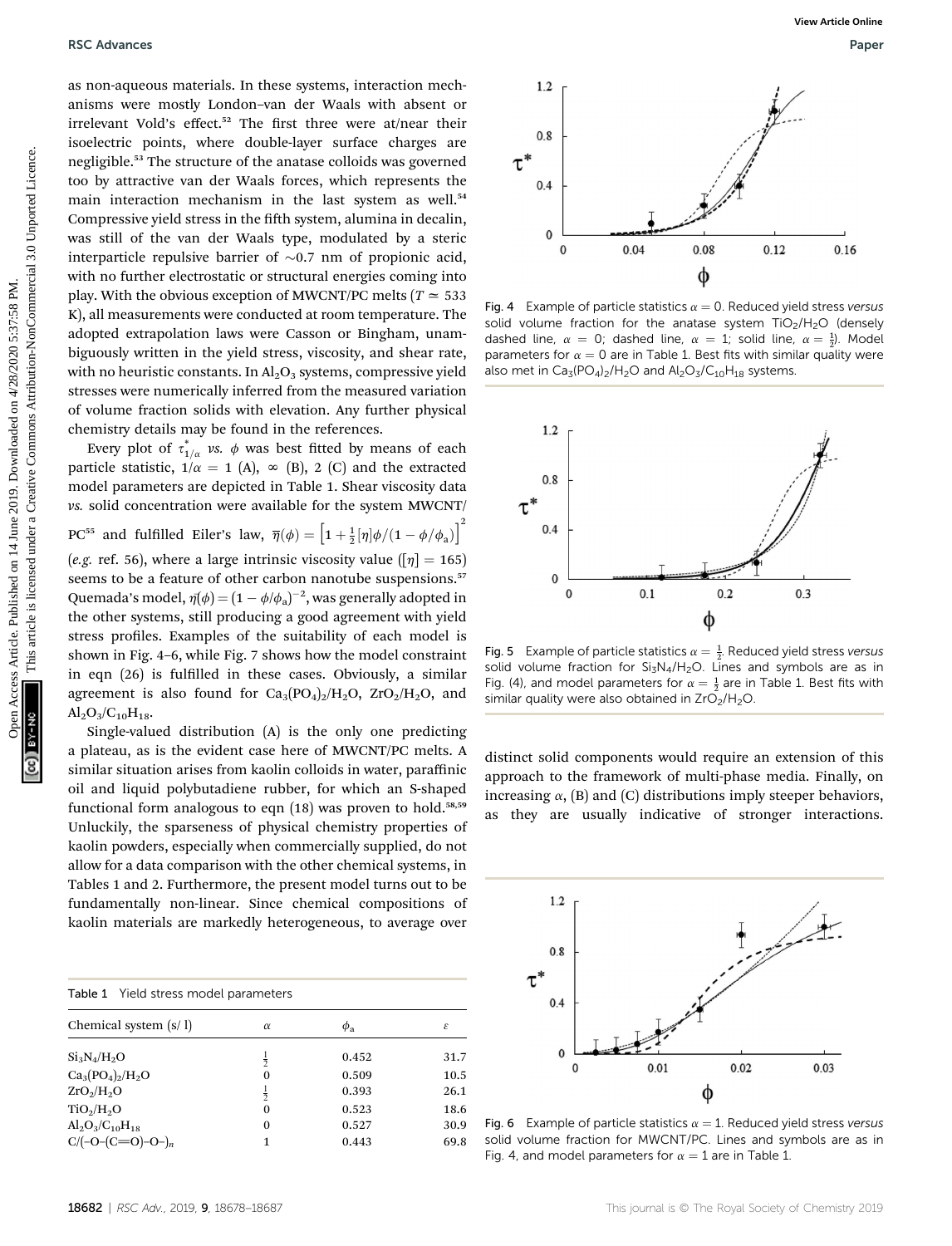as non-aqueous materials. In these systems, interaction mechanisms were mostly London–van der Waals with absent or irrelevant Vold's effect.[52] The first three were at/near their isoelectric points, where double-layer surface charges are negligible.[53] The structure of the anatase colloids was governed too by attractive van der Waals forces, which represents the main interaction mechanism in the last system as well.[54] Compressive yield stress in the fifth system, alumina in decalin, was still of the van der Waals type, modulated by a steric interparticle repulsive barrier of ∼0.7 nm of propionic acid, with no further electrostatic or structural energies coming into play. With the obvious exception of MWCNT/PC melts ($T \simeq 533$ K), all measurements were conducted at room temperature. The adopted extrapolation laws were Casson or Bingham, unambiguously written in the yield stress, viscosity, and shear rate, with no heuristic constants. In $Al_2O_3$ systems, compressive yield stresses were numerically inferred from the measured variation of volume fraction solids with elevation. Any further physical chemistry details may be found in the references.

Every plot of $\tau^*_{1/\alpha}$ *vs.* $\phi$ was best fitted by means of each particle statistic, $1/\alpha = 1$ (A), $\infty$ (B), 2 (C) and the extracted model parameters are depicted in Table 1. Shear viscosity data *vs.* solid concentration were available for the system MWCNT/PC[55] and fulfilled Eiler's law, $\bar{\eta}(\phi) = \left[1 + \frac{1}{2}[\eta]\phi/(1 - \phi/\phi_a)\right]^2$ (*e.g.* ref. 56), where a large intrinsic viscosity value ($[\eta] = 165$) seems to be a feature of other carbon nanotube suspensions.[57] Quemada's model, $\bar{\eta}(\phi) = (1 - \phi/\phi_a)^{-2}$, was generally adopted in the other systems, still producing a good agreement with yield stress profiles. Examples of the suitability of each model is shown in Fig. 4–6, while Fig. 7 shows how the model constraint in eqn (26) is fulfilled in these cases. Obviously, a similar agreement is also found for $Ca_3(PO_4)_2/H_2O$, $ZrO_2/H_2O$, and $Al_2O_3/C_{10}H_{18}$.

Single-valued distribution (A) is the only one predicting a plateau, as is the evident case here of MWCNT/PC melts. A similar situation arises from kaolin colloids in water, paraffinic oil and liquid polybutadiene rubber, for which an S-shaped functional form analogous to eqn (18) was proven to hold.[58,59] Unluckily, the sparseness of physical chemistry properties of kaolin powders, especially when commercially supplied, do not allow for a data comparison with the other chemical systems, in Tables 1 and 2. Furthermore, the present model turns out to be fundamentally non-linear. Since chemical compositions of kaolin materials are markedly heterogeneous, to average over distinct solid components would require an extension of this approach to the framework of multi-phase media. Finally, on increasing $\alpha$, (B) and (C) distributions imply steeper behaviors, as they are usually indicative of stronger interactions.

Table 1 Yield stress model parameters

| Chemical system (s/ l) | $\alpha$ | $\phi_a$ | $\varepsilon$ |
|---|---|---|---|
| $Si_3N_4/H_2O$ | $\frac{1}{2}$ | 0.452 | 31.7 |
| $Ca_3(PO_4)_2/H_2O$ | 0 | 0.509 | 10.5 |
| $ZrO_2/H_2O$ | $\frac{1}{2}$ | 0.393 | 26.1 |
| $TiO_2/H_2O$ | 0 | 0.523 | 18.6 |
| $Al_2O_3/C_{10}H_{18}$ | 0 | 0.527 | 30.9 |
| $C/(-O-(C{=}O)-O-)_n$ | 1 | 0.443 | 69.8 |

Fig. 4 Example of particle statistics $\alpha = 0$. Reduced yield stress *versus* solid volume fraction for the anatase system $TiO_2/H_2O$ (densely dashed line, $\alpha = 0$; dashed line, $\alpha = 1$; solid line, $\alpha = \frac{1}{2}$). Model parameters for $\alpha = 0$ are in Table 1. Best fits with similar quality were also met in $Ca_3(PO_4)_2/H_2O$ and $Al_2O_3/C_{10}H_{18}$ systems.

Fig. 5 Example of particle statistics $\alpha = \frac{1}{2}$. Reduced yield stress *versus* solid volume fraction for $Si_3N_4/H_2O$. Lines and symbols are as in Fig. (4), and model parameters for $\alpha = \frac{1}{2}$ are in Table 1. Best fits with similar quality were also obtained in $ZrO_2/H_2O$.

Fig. 6 Example of particle statistics $\alpha = 1$. Reduced yield stress *versus* solid volume fraction for MWCNT/PC. Lines and symbols are as in Fig. 4, and model parameters for $\alpha = 1$ are in Table 1.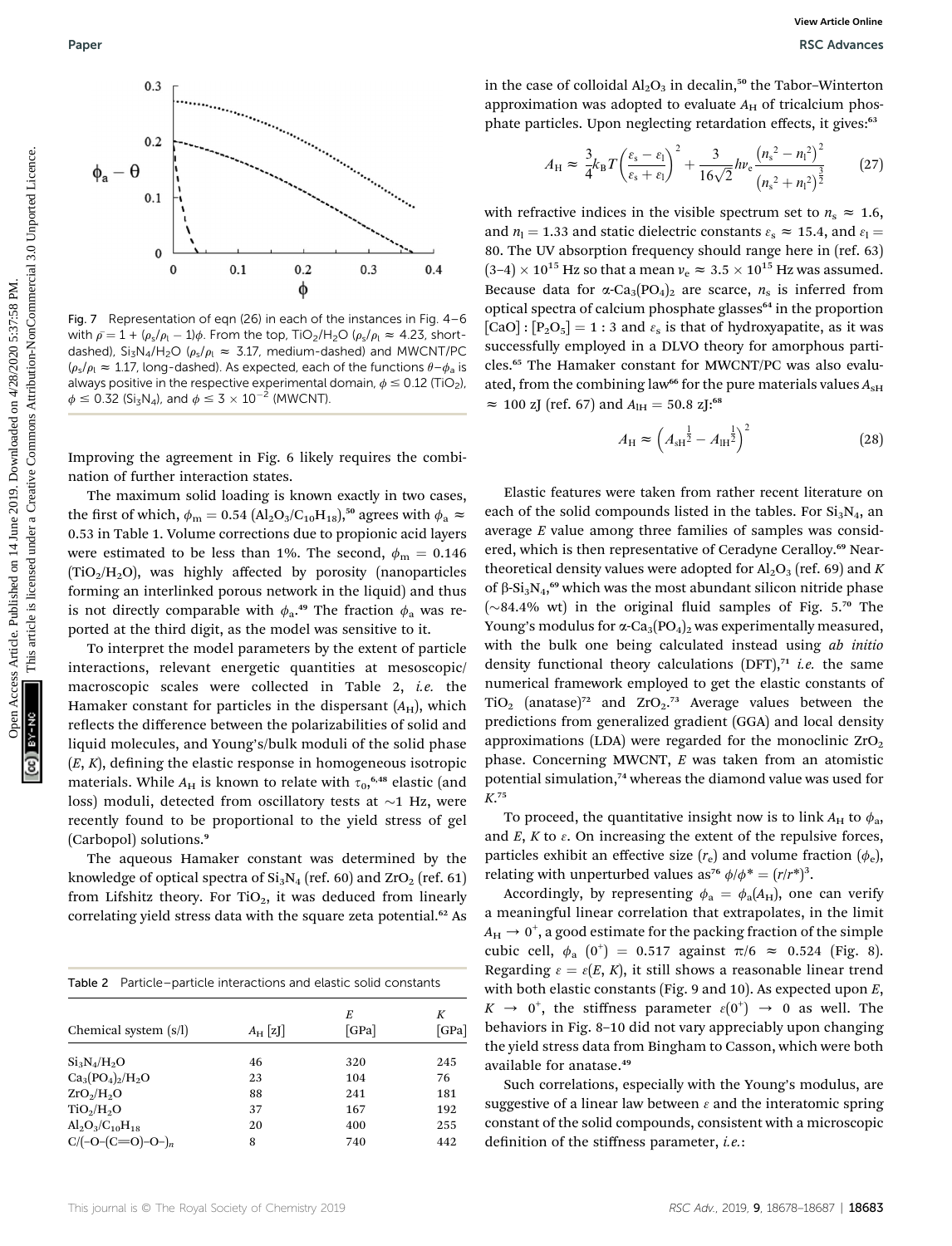Fig. 7 Representation of eqn (26) in each of the instances in Fig. 4–6 with $\bar{\rho} = 1 + (\rho_s/\rho_l - 1)\phi$. From the top, $TiO_2/H_2O$ ($\rho_s/\rho_l \approx 4.23$, short-dashed), $Si_3N_4/H_2O$ ($\rho_s/\rho_l \approx 3.17$, medium-dashed) and MWCNT/PC ($\rho_s/\rho_l \approx 1.17$, long-dashed). As expected, each of the functions $\theta - \phi_a$ is always positive in the respective experimental domain, $\phi \leq 0.12$ ($TiO_2$), $\phi \leq 0.32$ ($Si_3N_4$), and $\phi \leq 3 \times 10^{-2}$ (MWCNT).

Improving the agreement in Fig. 6 likely requires the combination of further interaction states.

The maximum solid loading is known exactly in two cases, the first of which, $\phi_m = 0.54$ ($Al_2O_3/C_{10}H_{18}$),[50] agrees with $\phi_a \approx 0.53$ in Table 1. Volume corrections due to propionic acid layers were estimated to be less than 1%. The second, $\phi_m = 0.146$ ($TiO_2/H_2O$), was highly affected by porosity (nanoparticles forming an interlinked porous network in the liquid) and thus is not directly comparable with $\phi_a$.[49] The fraction $\phi_a$ was reported at the third digit, as the model was sensitive to it.

To interpret the model parameters by the extent of particle interactions, relevant energetic quantities at mesoscopic/macroscopic scales were collected in Table 2, *i.e.* the Hamaker constant for particles in the dispersant ($A_H$), which reflects the difference between the polarizabilities of solid and liquid molecules, and Young's/bulk moduli of the solid phase ($E$, $K$), defining the elastic response in homogeneous isotropic materials. While $A_H$ is known to relate with $\tau_0$,[6,48] elastic (and loss) moduli, detected from oscillatory tests at ~1 Hz, were recently found to be proportional to the yield stress of gel (Carbopol) solutions.[9]

The aqueous Hamaker constant was determined by the knowledge of optical spectra of $Si_3N_4$ (ref. 60) and $ZrO_2$ (ref. 61) from Lifshitz theory. For $TiO_2$, it was deduced from linearly correlating yield stress data with the square zeta potential.[62] As in the case of colloidal $Al_2O_3$ in decalin,[50] the Tabor–Winterton approximation was adopted to evaluate $A_H$ of tricalcium phosphate particles. Upon neglecting retardation effects, it gives:[63]

$$A_H \approx \frac{3}{4}k_B T\left(\frac{\varepsilon_s - \varepsilon_l}{\varepsilon_s + \varepsilon_l}\right)^2 + \frac{3}{16\sqrt{2}}h\nu_e\frac{\left(n_s^2 - n_l^2\right)^2}{\left(n_s^2 + n_l^2\right)^{\frac{3}{2}}} \tag{27}$$

with refractive indices in the visible spectrum set to $n_s \approx 1.6$, and $n_l = 1.33$ and static dielectric constants $\varepsilon_s \approx 15.4$, and $\varepsilon_l = 80$. The UV absorption frequency should range here in (ref. 63) $(3–4) \times 10^{15}$ Hz so that a mean $\nu_e \approx 3.5 \times 10^{15}$ Hz was assumed. Because data for $\alpha$-$Ca_3(PO_4)_2$ are scarce, $n_s$ is inferred from optical spectra of calcium phosphate glasses[64] in the proportion $[CaO] : [P_2O_5] = 1 : 3$ and $\varepsilon_s$ is that of hydroxyapatite, as it was successfully employed in a DLVO theory for amorphous particles.[65] The Hamaker constant for MWCNT/PC was also evaluated, from the combining law[66] for the pure materials values $A_{sH} \approx 100$ zJ (ref. 67) and $A_{lH} = 50.8$ zJ:[68]

$$A_H \approx \left(A_{sH}^{\frac{1}{2}} - A_{lH}^{\frac{1}{2}}\right)^2 \tag{28}$$

Table 2 Particle–particle interactions and elastic solid constants

| Chemical system (s/l) | $A_H$ [zJ] | $E$ [GPa] | $K$ [GPa] |
|---|---|---|---|
| $Si_3N_4/H_2O$ | 46 | 320 | 245 |
| $Ca_3(PO_4)_2/H_2O$ | 23 | 104 | 76 |
| $ZrO_2/H_2O$ | 88 | 241 | 181 |
| $TiO_2/H_2O$ | 37 | 167 | 192 |
| $Al_2O_3/C_{10}H_{18}$ | 20 | 400 | 255 |
| C/(–O–(C=O)–O–)$_n$ | 8 | 740 | 442 |

Elastic features were taken from rather recent literature on each of the solid compounds listed in the tables. For $Si_3N_4$, an average $E$ value among three families of samples was considered, which is then representative of Ceradyne Ceralloy.[69] Near-theoretical density values were adopted for $Al_2O_3$ (ref. 69) and $K$ of $\beta$-$Si_3N_4$,[69] which was the most abundant silicon nitride phase (~84.4% wt) in the original fluid samples of Fig. 5.[70] The Young's modulus for $\alpha$-$Ca_3(PO_4)_2$ was experimentally measured, with the bulk one being calculated instead using *ab initio* density functional theory calculations (DFT),[71] *i.e.* the same numerical framework employed to get the elastic constants of $TiO_2$ (anatase)[72] and $ZrO_2$.[73] Average values between the predictions from generalized gradient (GGA) and local density approximations (LDA) were regarded for the monoclinic $ZrO_2$ phase. Concerning MWCNT, $E$ was taken from an atomistic potential simulation,[74] whereas the diamond value was used for $K$.[75]

To proceed, the quantitative insight now is to link $A_H$ to $\phi_a$, and $E$, $K$ to $\varepsilon$. On increasing the extent of the repulsive forces, particles exhibit an effective size ($r_e$) and volume fraction ($\phi_e$), relating with unperturbed values as[76] $\phi/\phi^* = (r/r^*)^3$.

Accordingly, by representing $\phi_a = \phi_a(A_H)$, one can verify a meaningful linear correlation that extrapolates, in the limit $A_H \to 0^+$, a good estimate for the packing fraction of the simple cubic cell, $\phi_a(0^+) = 0.517$ against $\pi/6 \approx 0.524$ (Fig. 8). Regarding $\varepsilon = \varepsilon(E, K)$, it still shows a reasonable linear trend with both elastic constants (Fig. 9 and 10). As expected upon $E$, $K \to 0^+$, the stiffness parameter $\varepsilon(0^+) \to 0$ as well. The behaviors in Fig. 8–10 did not vary appreciably upon changing the yield stress data from Bingham to Casson, which were both available for anatase.[49]

Such correlations, especially with the Young's modulus, are suggestive of a linear law between $\varepsilon$ and the interatomic spring constant of the solid compounds, consistent with a microscopic definition of the stiffness parameter, *i.e.*: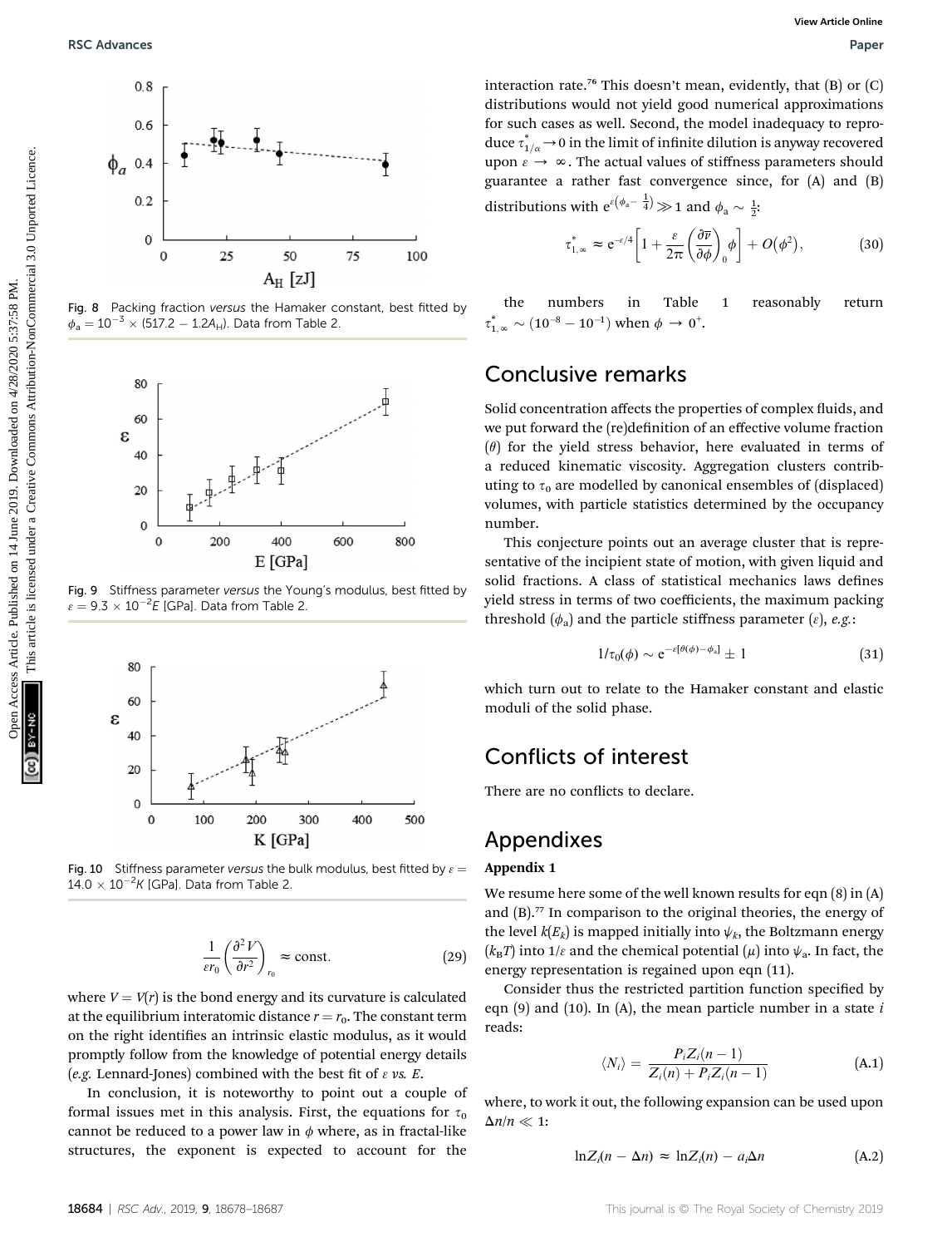Fig. 8 Packing fraction *versus* the Hamaker constant, best fitted by $\phi_a = 10^{-3} \times (517.2 - 1.2A_H)$. Data from Table 2.

Fig. 9 Stiffness parameter *versus* the Young's modulus, best fitted by $\varepsilon = 9.3 \times 10^{-2}E$ [GPa]. Data from Table 2.

Fig. 10 Stiffness parameter *versus* the bulk modulus, best fitted by $\varepsilon = 14.0 \times 10^{-2}K$ [GPa]. Data from Table 2.

$$\frac{1}{\varepsilon r_0}\left(\frac{\partial^2 V}{\partial r^2}\right)_{r_0} \approx \text{const.} \tag{29}$$

where $V = V(r)$ is the bond energy and its curvature is calculated at the equilibrium interatomic distance $r = r_0$. The constant term on the right identifies an intrinsic elastic modulus, as it would promptly follow from the knowledge of potential energy details (*e.g.* Lennard-Jones) combined with the best fit of $\varepsilon$ *vs.* $E$.

In conclusion, it is noteworthy to point out a couple of formal issues met in this analysis. First, the equations for $\tau_0$ cannot be reduced to a power law in $\phi$ where, as in fractal-like structures, the exponent is expected to account for the interaction rate.[76] This doesn't mean, evidently, that (B) or (C) distributions would not yield good numerical approximations for such cases as well. Second, the model inadequacy to reproduce $\tau^*_{1/\alpha} \to 0$ in the limit of infinite dilution is anyway recovered upon $\varepsilon \to \infty$. The actual values of stiffness parameters should guarantee a rather fast convergence since, for (A) and (B) distributions with $e^{\varepsilon\left(\phi_a - \frac{1}{4}\right)} \gg 1$ and $\phi_a \sim \frac{1}{2}$:

$$\tau^*_{1,\infty} \approx e^{-\varepsilon/4}\left[1 + \frac{\varepsilon}{2\pi}\left(\frac{\partial \overline{\nu}}{\partial \phi}\right)_0 \phi\right] + O(\phi^2), \tag{30}$$

the numbers in Table 1 reasonably return $\tau^*_{1,\infty} \sim (10^{-8} - 10^{-1})$ when $\phi \to 0^+$.

## Conclusive remarks

Solid concentration affects the properties of complex fluids, and we put forward the (re)definition of an effective volume fraction ($\theta$) for the yield stress behavior, here evaluated in terms of a reduced kinematic viscosity. Aggregation clusters contributing to $\tau_0$ are modelled by canonical ensembles of (displaced) volumes, with particle statistics determined by the occupancy number.

This conjecture points out an average cluster that is representative of the incipient state of motion, with given liquid and solid fractions. A class of statistical mechanics laws defines yield stress in terms of two coefficients, the maximum packing threshold ($\phi_a$) and the particle stiffness parameter ($\varepsilon$), *e.g.*:

$$1/\tau_0(\phi) \sim e^{-\varepsilon[\theta(\phi) - \phi_a]} \pm 1 \tag{31}$$

which turn out to relate to the Hamaker constant and elastic moduli of the solid phase.

## Conflicts of interest

There are no conflicts to declare.

## Appendixes

### Appendix 1

We resume here some of the well known results for eqn (8) in (A) and (B).[77] In comparison to the original theories, the energy of the level $k(E_k)$ is mapped initially into $\psi_k$, the Boltzmann energy ($k_BT$) into $1/\varepsilon$ and the chemical potential ($\mu$) into $\psi_a$. In fact, the energy representation is regained upon eqn (11).

Consider thus the restricted partition function specified by eqn (9) and (10). In (A), the mean particle number in a state $i$ reads:

$$\langle N_i \rangle = \frac{P_i Z_i(n-1)}{Z_i(n) + P_i Z_i(n-1)} \tag{A.1}$$

where, to work it out, the following expansion can be used upon $\Delta n/n \ll 1$:

$$\ln Z_i(n - \Delta n) \approx \ln Z_i(n) - a_i \Delta n \tag{A.2}$$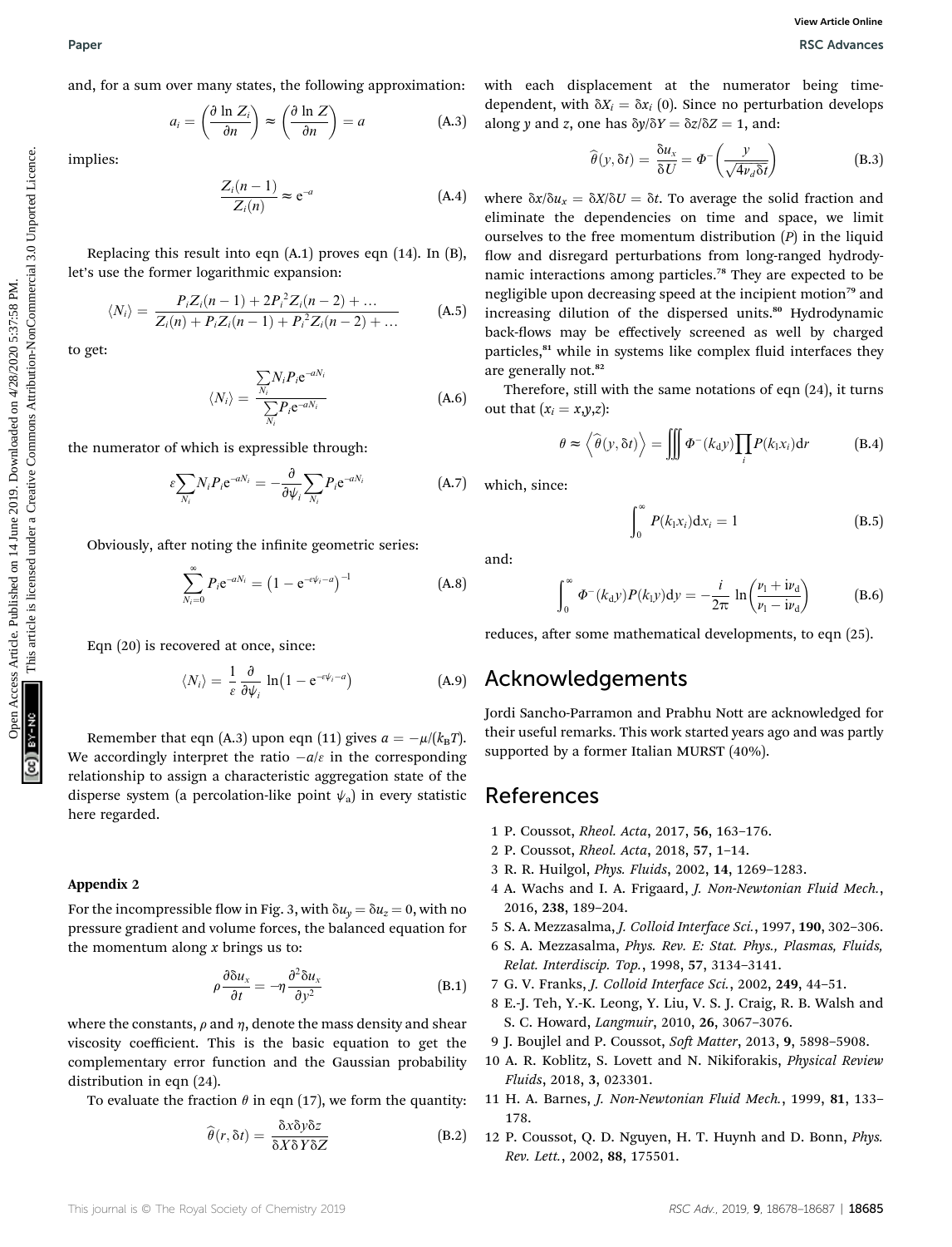and, for a sum over many states, the following approximation:

$$a_i = \left(\frac{\partial \ln Z_i}{\partial n}\right) \approx \left(\frac{\partial \ln Z}{\partial n}\right) = a \tag{A.3}$$

implies:

$$\frac{Z_i(n-1)}{Z_i(n)} \approx \mathrm{e}^{-a} \tag{A.4}$$

Replacing this result into eqn (A.1) proves eqn (14). In (B), let's use the former logarithmic expansion:

$$\langle N_i \rangle = \frac{P_i Z_i(n-1) + 2P_i^2 Z_i(n-2) + \ldots}{Z_i(n) + P_i Z_i(n-1) + P_i^2 Z_i(n-2) + \ldots} \tag{A.5}$$

to get:

$$\langle N_i \rangle = \frac{\sum_{N_i} N_i P_i \mathrm{e}^{-aN_i}}{\sum_{N_i} P_i \mathrm{e}^{-aN_i}} \tag{A.6}$$

the numerator of which is expressible through:

$$\varepsilon \sum_{N_i} N_i P_i \mathrm{e}^{-aN_i} = -\frac{\partial}{\partial \psi_i} \sum_{N_i} P_i \mathrm{e}^{-aN_i} \tag{A.7}$$

Obviously, after noting the infinite geometric series:

$$\sum_{N_i=0}^{\infty} P_i \mathrm{e}^{-aN_i} = \left(1 - \mathrm{e}^{-\varepsilon\psi_i - a}\right)^{-1} \tag{A.8}$$

Eqn (20) is recovered at once, since:

$$\langle N_i \rangle = \frac{1}{\varepsilon} \frac{\partial}{\partial \psi_i} \ln\left(1 - \mathrm{e}^{-\varepsilon\psi_i - a}\right) \tag{A.9}$$

Remember that eqn (A.3) upon eqn (11) gives $a = -\mu/(k_B T)$. We accordingly interpret the ratio $-a/\varepsilon$ in the corresponding relationship to assign a characteristic aggregation state of the disperse system (a percolation-like point $\psi_a$) in every statistic here regarded.

### Appendix 2

For the incompressible flow in Fig. 3, with $\delta u_y = \delta u_z = 0$, with no pressure gradient and volume forces, the balanced equation for the momentum along $x$ brings us to:

$$\rho \frac{\partial \delta u_x}{\partial t} = -\eta \frac{\partial^2 \delta u_x}{\partial y^2} \tag{B.1}$$

where the constants, $\rho$ and $\eta$, denote the mass density and shear viscosity coefficient. This is the basic equation to get the complementary error function and the Gaussian probability distribution in eqn (24).

To evaluate the fraction $\theta$ in eqn (17), we form the quantity:

$$\widehat{\theta}(r, \delta t) = \frac{\delta x \delta y \delta z}{\delta X \delta Y \delta Z} \tag{B.2}$$

with each displacement at the numerator being time-dependent, with $\delta X_i = \delta x_i$ (0). Since no perturbation develops along $y$ and $z$, one has $\delta y/\delta Y = \delta z/\delta Z = 1$, and:

$$\widehat{\theta}(y, \delta t) = \frac{\delta u_x}{\delta U} = \Phi^{-}\left(\frac{y}{\sqrt{4\nu_d \delta t}}\right) \tag{B.3}$$

where $\delta x/\delta u_x = \delta X/\delta U = \delta t$. To average the solid fraction and eliminate the dependencies on time and space, we limit ourselves to the free momentum distribution ($P$) in the liquid flow and disregard perturbations from long-ranged hydrodynamic interactions among particles.[78] They are expected to be negligible upon decreasing speed at the incipient motion[79] and increasing dilution of the dispersed units.[80] Hydrodynamic back-flows may be effectively screened as well by charged particles,[81] while in systems like complex fluid interfaces they are generally not.[82]

Therefore, still with the same notations of eqn (24), it turns out that ($x_i = x,y,z$):

$$\theta \approx \left\langle \widehat{\theta}(y, \delta t) \right\rangle = \iiint \Phi^{-}(k_d y) \prod_i P(k_1 x_i) \mathrm{d}r \tag{B.4}$$

which, since:

$$\int_0^{\infty} P(k_1 x_i) \mathrm{d}x_i = 1 \tag{B.5}$$

and:

$$\int_0^{\infty} \Phi^{-}(k_d y) P(k_1 y) \mathrm{d}y = -\frac{i}{2\pi} \ln\left(\frac{\nu_1 + i\nu_d}{\nu_1 - i\nu_d}\right) \tag{B.6}$$

reduces, after some mathematical developments, to eqn (25).

## Acknowledgements

Jordi Sancho-Parramon and Prabhu Nott are acknowledged for their useful remarks. This work started years ago and was partly supported by a former Italian MURST (40%).

## References

1 P. Coussot, *Rheol. Acta*, 2017, **56**, 163–176.
2 P. Coussot, *Rheol. Acta*, 2018, **57**, 1–14.
3 R. R. Huilgol, *Phys. Fluids*, 2002, **14**, 1269–1283.
4 A. Wachs and I. A. Frigaard, *J. Non-Newtonian Fluid Mech.*, 2016, **238**, 189–204.
5 S. A. Mezzasalma, *J. Colloid Interface Sci.*, 1997, **190**, 302–306.
6 S. A. Mezzasalma, *Phys. Rev. E: Stat. Phys., Plasmas, Fluids, Relat. Interdiscip. Top.*, 1998, **57**, 3134–3141.
7 G. V. Franks, *J. Colloid Interface Sci.*, 2002, **249**, 44–51.
8 E.-J. Teh, Y.-K. Leong, Y. Liu, V. S. J. Craig, R. B. Walsh and S. C. Howard, *Langmuir*, 2010, **26**, 3067–3076.
9 J. Boujlel and P. Coussot, *Soft Matter*, 2013, **9**, 5898–5908.
10 A. R. Koblitz, S. Lovett and N. Nikiforakis, *Physical Review Fluids*, 2018, **3**, 023301.
11 H. A. Barnes, *J. Non-Newtonian Fluid Mech.*, 1999, **81**, 133–178.
12 P. Coussot, Q. D. Nguyen, H. T. Huynh and D. Bonn, *Phys. Rev. Lett.*, 2002, **88**, 175501.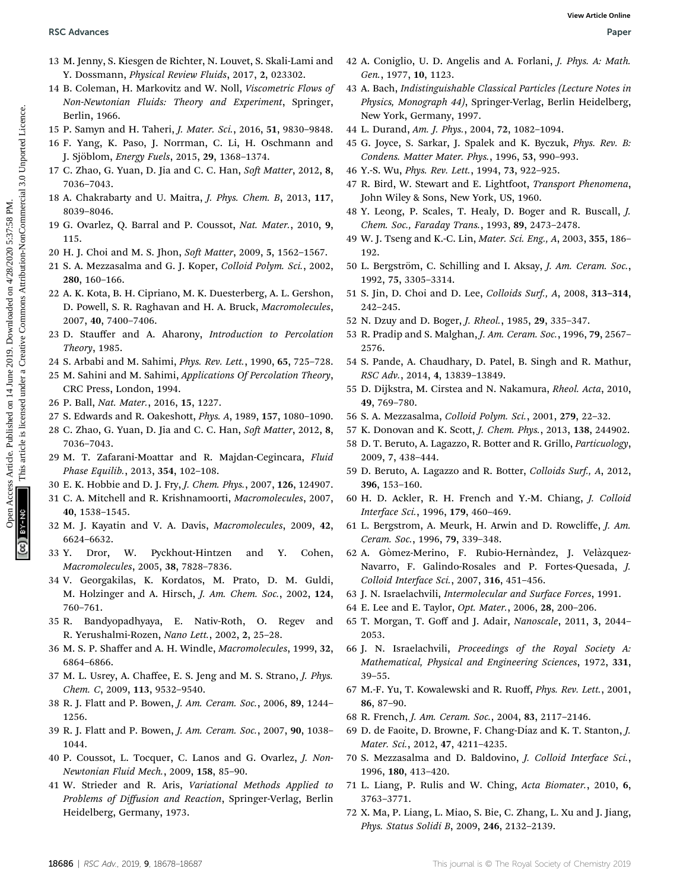13 M. Jenny, S. Kiesgen de Richter, N. Louvet, S. Skali-Lami and Y. Dossmann, *Physical Review Fluids*, 2017, **2**, 023302.

14 B. Coleman, H. Markovitz and W. Noll, *Viscometric Flows of Non-Newtonian Fluids: Theory and Experiment*, Springer, Berlin, 1966.

15 P. Samyn and H. Taheri, *J. Mater. Sci.*, 2016, **51**, 9830–9848.

16 F. Yang, K. Paso, J. Norrman, C. Li, H. Oschmann and J. Sjöblom, *Energy Fuels*, 2015, **29**, 1368–1374.

17 C. Zhao, G. Yuan, D. Jia and C. C. Han, *Soft Matter*, 2012, **8**, 7036–7043.

18 A. Chakrabarty and U. Maitra, *J. Phys. Chem. B*, 2013, **117**, 8039–8046.

19 G. Ovarlez, Q. Barral and P. Coussot, *Nat. Mater.*, 2010, **9**, 115.

20 H. J. Choi and M. S. Jhon, *Soft Matter*, 2009, **5**, 1562–1567.

21 S. A. Mezzasalma and G. J. Koper, *Colloid Polym. Sci.*, 2002, **280**, 160–166.

22 A. K. Kota, B. H. Cipriano, M. K. Duesterberg, A. L. Gershon, D. Powell, S. R. Raghavan and H. A. Bruck, *Macromolecules*, 2007, **40**, 7400–7406.

23 D. Stauffer and A. Aharony, *Introduction to Percolation Theory*, 1985.

24 S. Arbabi and M. Sahimi, *Phys. Rev. Lett.*, 1990, **65**, 725–728.

25 M. Sahini and M. Sahimi, *Applications Of Percolation Theory*, CRC Press, London, 1994.

26 P. Ball, *Nat. Mater.*, 2016, **15**, 1227.

27 S. Edwards and R. Oakeshott, *Phys. A*, 1989, **157**, 1080–1090.

28 C. Zhao, G. Yuan, D. Jia and C. C. Han, *Soft Matter*, 2012, **8**, 7036–7043.

29 M. T. Zafarani-Moattar and R. Majdan-Cegincara, *Fluid Phase Equilib.*, 2013, **354**, 102–108.

30 E. K. Hobbie and D. J. Fry, *J. Chem. Phys.*, 2007, **126**, 124907.

31 C. A. Mitchell and R. Krishnamoorti, *Macromolecules*, 2007, **40**, 1538–1545.

32 M. J. Kayatin and V. A. Davis, *Macromolecules*, 2009, **42**, 6624–6632.

33 Y. Dror, W. Pyckhout-Hintzen and Y. Cohen, *Macromolecules*, 2005, **38**, 7828–7836.

34 V. Georgakilas, K. Kordatos, M. Prato, D. M. Guldi, M. Holzinger and A. Hirsch, *J. Am. Chem. Soc.*, 2002, **124**, 760–761.

35 R. Bandyopadhyaya, E. Nativ-Roth, O. Regev and R. Yerushalmi-Rozen, *Nano Lett.*, 2002, **2**, 25–28.

36 M. S. P. Shaffer and A. H. Windle, *Macromolecules*, 1999, **32**, 6864–6866.

37 M. L. Usrey, A. Chaffee, E. S. Jeng and M. S. Strano, *J. Phys. Chem. C*, 2009, **113**, 9532–9540.

38 R. J. Flatt and P. Bowen, *J. Am. Ceram. Soc.*, 2006, **89**, 1244–1256.

39 R. J. Flatt and P. Bowen, *J. Am. Ceram. Soc.*, 2007, **90**, 1038–1044.

40 P. Coussot, L. Tocquer, C. Lanos and G. Ovarlez, *J. Non-Newtonian Fluid Mech.*, 2009, **158**, 85–90.

41 W. Strieder and R. Aris, *Variational Methods Applied to Problems of Diffusion and Reaction*, Springer-Verlag, Berlin Heidelberg, Germany, 1973.

42 A. Coniglio, U. D. Angelis and A. Forlani, *J. Phys. A: Math. Gen.*, 1977, **10**, 1123.

43 A. Bach, *Indistinguishable Classical Particles (Lecture Notes in Physics, Monograph 44)*, Springer-Verlag, Berlin Heidelberg, New York, Germany, 1997.

44 L. Durand, *Am. J. Phys.*, 2004, **72**, 1082–1094.

45 G. Joyce, S. Sarkar, J. Spalek and K. Byczuk, *Phys. Rev. B: Condens. Matter Mater. Phys.*, 1996, **53**, 990–993.

46 Y.-S. Wu, *Phys. Rev. Lett.*, 1994, **73**, 922–925.

47 R. Bird, W. Stewart and E. Lightfoot, *Transport Phenomena*, John Wiley & Sons, New York, US, 1960.

48 Y. Leong, P. Scales, T. Healy, D. Boger and R. Buscall, *J. Chem. Soc., Faraday Trans.*, 1993, **89**, 2473–2478.

49 W. J. Tseng and K.-C. Lin, *Mater. Sci. Eng., A*, 2003, **355**, 186–192.

50 L. Bergström, C. Schilling and I. Aksay, *J. Am. Ceram. Soc.*, 1992, **75**, 3305–3314.

51 S. Jin, D. Choi and D. Lee, *Colloids Surf., A*, 2008, **313–314**, 242–245.

52 N. Dzuy and D. Boger, *J. Rheol.*, 1985, **29**, 335–347.

53 R. Pradip and S. Malghan, *J. Am. Ceram. Soc.*, 1996, **79**, 2567–2576.

54 S. Pande, A. Chaudhary, D. Patel, B. Singh and R. Mathur, *RSC Adv.*, 2014, **4**, 13839–13849.

55 D. Dijkstra, M. Cirstea and N. Nakamura, *Rheol. Acta*, 2010, **49**, 769–780.

56 S. A. Mezzasalma, *Colloid Polym. Sci.*, 2001, **279**, 22–32.

57 K. Donovan and K. Scott, *J. Chem. Phys.*, 2013, **138**, 244902.

58 D. T. Beruto, A. Lagazzo, R. Botter and R. Grillo, *Particuology*, 2009, **7**, 438–444.

59 D. Beruto, A. Lagazzo and R. Botter, *Colloids Surf., A*, 2012, **396**, 153–160.

60 H. D. Ackler, R. H. French and Y.-M. Chiang, *J. Colloid Interface Sci.*, 1996, **179**, 460–469.

61 L. Bergstrom, A. Meurk, H. Arwin and D. Rowcliffe, *J. Am. Ceram. Soc.*, 1996, **79**, 339–348.

62 A. Gòmez-Merino, F. Rubio-Hernàndez, J. Velàzquez-Navarro, F. Galindo-Rosales and P. Fortes-Quesada, *J. Colloid Interface Sci.*, 2007, **316**, 451–456.

63 J. N. Israelachvili, *Intermolecular and Surface Forces*, 1991.

64 E. Lee and E. Taylor, *Opt. Mater.*, 2006, **28**, 200–206.

65 T. Morgan, T. Goff and J. Adair, *Nanoscale*, 2011, **3**, 2044–2053.

66 J. N. Israelachvili, *Proceedings of the Royal Society A: Mathematical, Physical and Engineering Sciences*, 1972, **331**, 39–55.

67 M.-F. Yu, T. Kowalewski and R. Ruoff, *Phys. Rev. Lett.*, 2001, **86**, 87–90.

68 R. French, *J. Am. Ceram. Soc.*, 2004, **83**, 2117–2146.

69 D. de Faoite, D. Browne, F. Chang-Díaz and K. T. Stanton, *J. Mater. Sci.*, 2012, **47**, 4211–4235.

70 S. Mezzasalma and D. Baldovino, *J. Colloid Interface Sci.*, 1996, **180**, 413–420.

71 L. Liang, P. Rulis and W. Ching, *Acta Biomater.*, 2010, **6**, 3763–3771.

72 X. Ma, P. Liang, L. Miao, S. Bie, C. Zhang, L. Xu and J. Jiang, *Phys. Status Solidi B*, 2009, **246**, 2132–2139.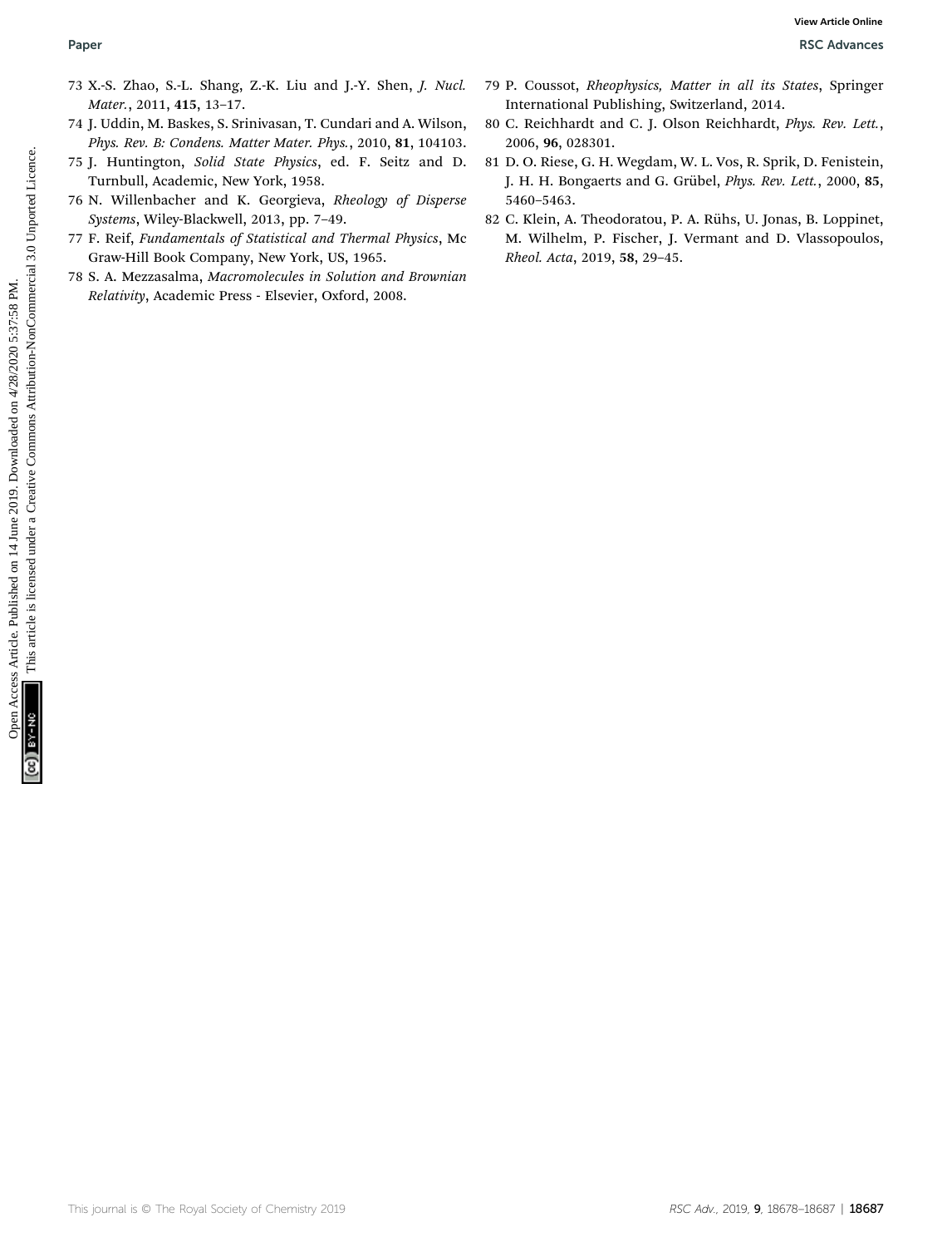73 X.-S. Zhao, S.-L. Shang, Z.-K. Liu and J.-Y. Shen, *J. Nucl. Mater.*, 2011, **415**, 13–17.

74 J. Uddin, M. Baskes, S. Srinivasan, T. Cundari and A. Wilson, *Phys. Rev. B: Condens. Matter Mater. Phys.*, 2010, **81**, 104103.

75 J. Huntington, *Solid State Physics*, ed. F. Seitz and D. Turnbull, Academic, New York, 1958.

76 N. Willenbacher and K. Georgieva, *Rheology of Disperse Systems*, Wiley-Blackwell, 2013, pp. 7–49.

77 F. Reif, *Fundamentals of Statistical and Thermal Physics*, Mc Graw-Hill Book Company, New York, US, 1965.

78 S. A. Mezzasalma, *Macromolecules in Solution and Brownian Relativity*, Academic Press - Elsevier, Oxford, 2008.

79 P. Coussot, *Rheophysics, Matter in all its States*, Springer International Publishing, Switzerland, 2014.

80 C. Reichhardt and C. J. Olson Reichhardt, *Phys. Rev. Lett.*, 2006, **96**, 028301.

81 D. O. Riese, G. H. Wegdam, W. L. Vos, R. Sprik, D. Fenistein, J. H. H. Bongaerts and G. Grübel, *Phys. Rev. Lett.*, 2000, **85**, 5460–5463.

82 C. Klein, A. Theodoratou, P. A. Rühs, U. Jonas, B. Loppinet, M. Wilhelm, P. Fischer, J. Vermant and D. Vlassopoulos, *Rheol. Acta*, 2019, **58**, 29–45.